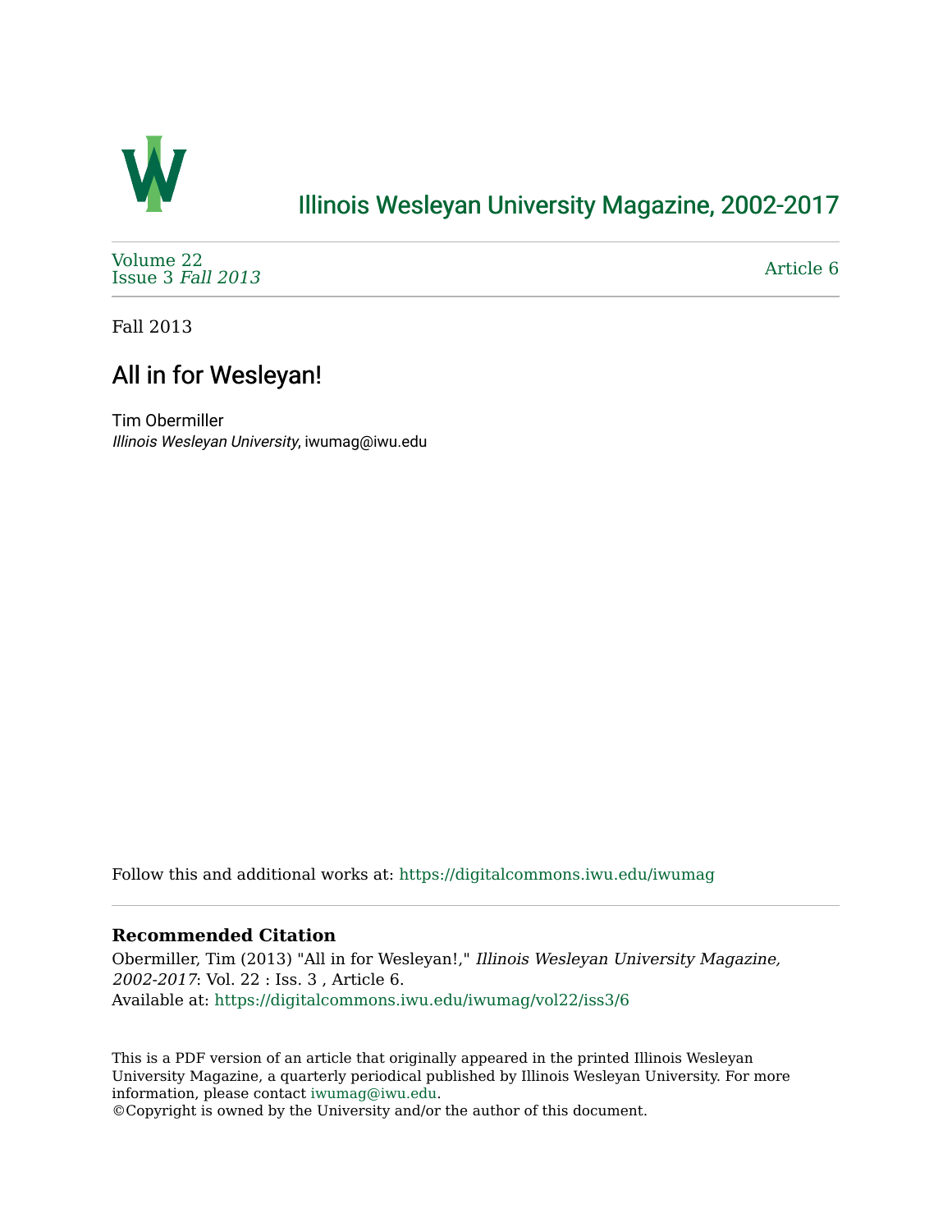# Illinois Wesleyan University Magazine, 2002-2017

Volume 22
Issue 3 *Fall 2013*

Article 6

Fall 2013

## All in for Wesleyan!

Tim Obermiller
*Illinois Wesleyan University*, iwumag@iwu.edu

Follow this and additional works at: https://digitalcommons.iwu.edu/iwumag

### Recommended Citation

Obermiller, Tim (2013) "All in for Wesleyan!," *Illinois Wesleyan University Magazine, 2002-2017*: Vol. 22 : Iss. 3 , Article 6.
Available at: https://digitalcommons.iwu.edu/iwumag/vol22/iss3/6

This is a PDF version of an article that originally appeared in the printed Illinois Wesleyan University Magazine, a quarterly periodical published by Illinois Wesleyan University. For more information, please contact iwumag@iwu.edu.
©Copyright is owned by the University and/or the author of this document.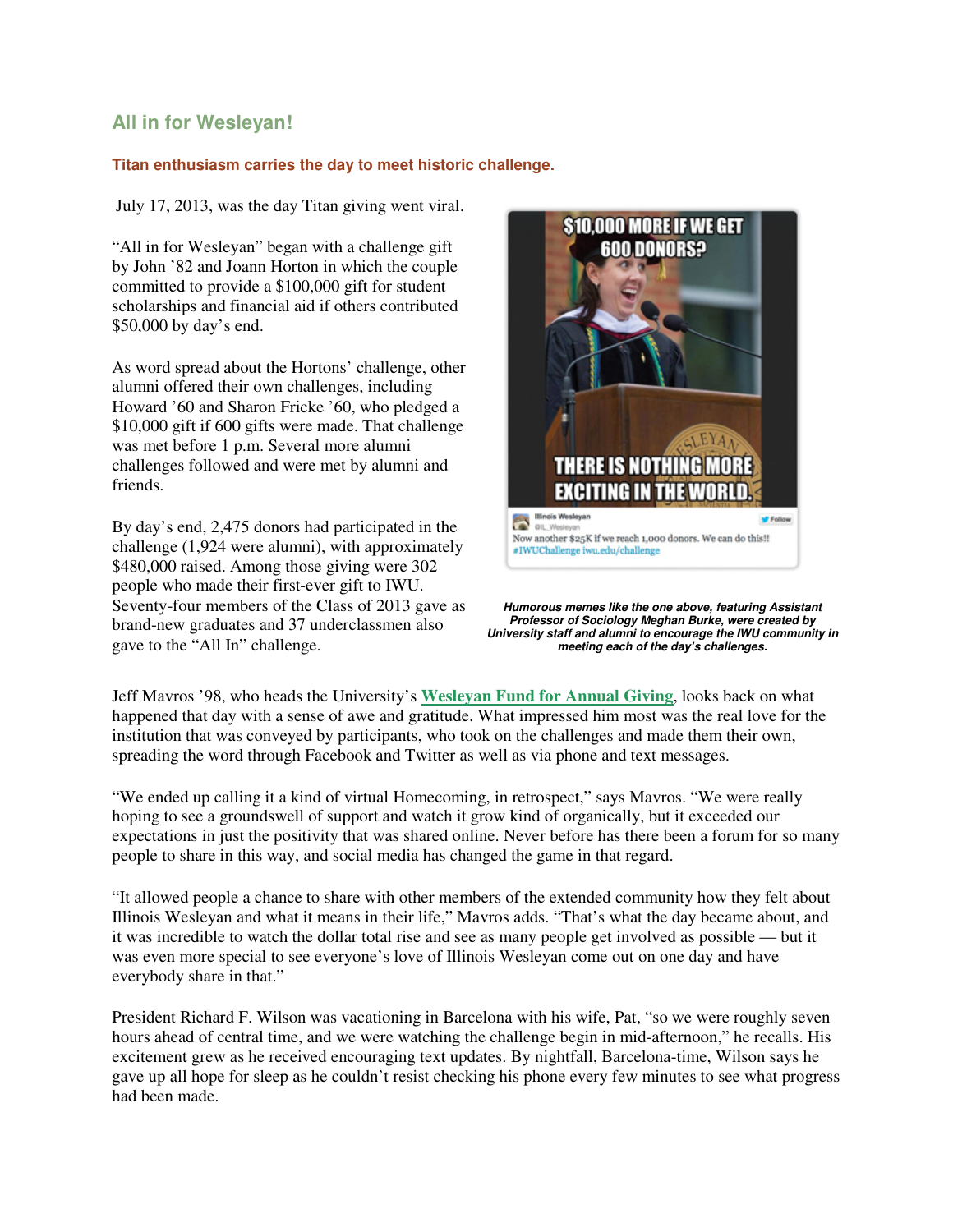## All in for Wesleyan!

**Titan enthusiasm carries the day to meet historic challenge.**

July 17, 2013, was the day Titan giving went viral.

"All in for Wesleyan" began with a challenge gift by John '82 and Joann Horton in which the couple committed to provide a $100,000 gift for student scholarships and financial aid if others contributed $50,000 by day's end.

As word spread about the Hortons' challenge, other alumni offered their own challenges, including Howard '60 and Sharon Fricke '60, who pledged a $10,000 gift if 600 gifts were made. That challenge was met before 1 p.m. Several more alumni challenges followed and were met by alumni and friends.

By day's end, 2,475 donors had participated in the challenge (1,924 were alumni), with approximately $480,000 raised. Among those giving were 302 people who made their first-ever gift to IWU. Seventy-four members of the Class of 2013 gave as brand-new graduates and 37 underclassmen also gave to the "All In" challenge.

***Humorous memes like the one above, featuring Assistant Professor of Sociology Meghan Burke, were created by University staff and alumni to encourage the IWU community in meeting each of the day's challenges.***

Jeff Mavros '98, who heads the University's **Wesleyan Fund for Annual Giving**, looks back on what happened that day with a sense of awe and gratitude. What impressed him most was the real love for the institution that was conveyed by participants, who took on the challenges and made them their own, spreading the word through Facebook and Twitter as well as via phone and text messages.

"We ended up calling it a kind of virtual Homecoming, in retrospect," says Mavros. "We were really hoping to see a groundswell of support and watch it grow kind of organically, but it exceeded our expectations in just the positivity that was shared online. Never before has there been a forum for so many people to share in this way, and social media has changed the game in that regard.

"It allowed people a chance to share with other members of the extended community how they felt about Illinois Wesleyan and what it means in their life," Mavros adds. "That's what the day became about, and it was incredible to watch the dollar total rise and see as many people get involved as possible — but it was even more special to see everyone's love of Illinois Wesleyan come out on one day and have everybody share in that."

President Richard F. Wilson was vacationing in Barcelona with his wife, Pat, "so we were roughly seven hours ahead of central time, and we were watching the challenge begin in mid-afternoon," he recalls. His excitement grew as he received encouraging text updates. By nightfall, Barcelona-time, Wilson says he gave up all hope for sleep as he couldn't resist checking his phone every few minutes to see what progress had been made.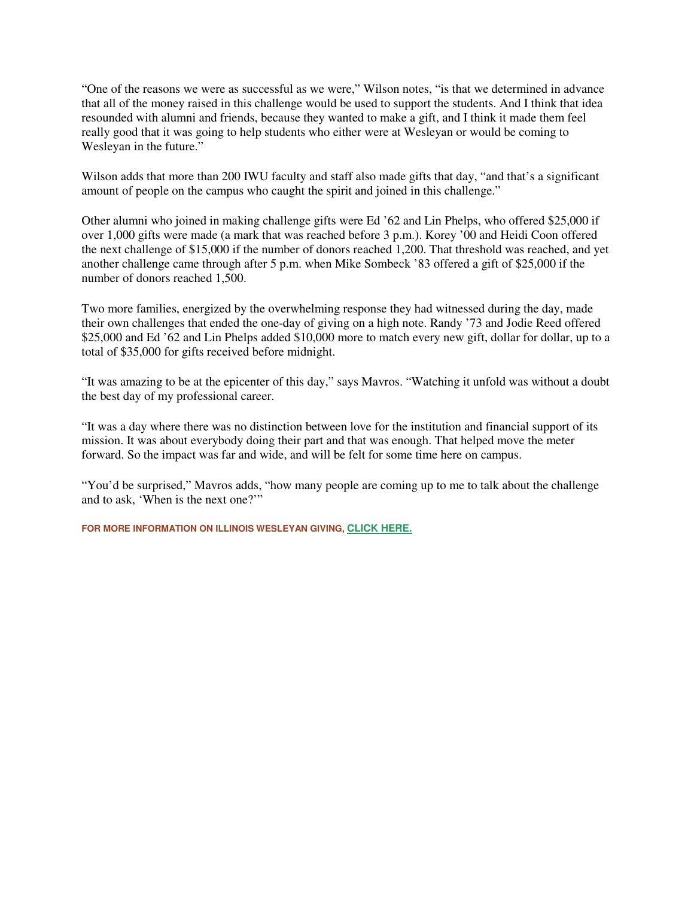"One of the reasons we were as successful as we were," Wilson notes, "is that we determined in advance that all of the money raised in this challenge would be used to support the students. And I think that idea resounded with alumni and friends, because they wanted to make a gift, and I think it made them feel really good that it was going to help students who either were at Wesleyan or would be coming to Wesleyan in the future."

Wilson adds that more than 200 IWU faculty and staff also made gifts that day, "and that's a significant amount of people on the campus who caught the spirit and joined in this challenge."

Other alumni who joined in making challenge gifts were Ed '62 and Lin Phelps, who offered $25,000 if over 1,000 gifts were made (a mark that was reached before 3 p.m.). Korey '00 and Heidi Coon offered the next challenge of $15,000 if the number of donors reached 1,200. That threshold was reached, and yet another challenge came through after 5 p.m. when Mike Sombeck '83 offered a gift of $25,000 if the number of donors reached 1,500.

Two more families, energized by the overwhelming response they had witnessed during the day, made their own challenges that ended the one-day of giving on a high note. Randy '73 and Jodie Reed offered $25,000 and Ed '62 and Lin Phelps added $10,000 more to match every new gift, dollar for dollar, up to a total of $35,000 for gifts received before midnight.

"It was amazing to be at the epicenter of this day," says Mavros. "Watching it unfold was without a doubt the best day of my professional career.

"It was a day where there was no distinction between love for the institution and financial support of its mission. It was about everybody doing their part and that was enough. That helped move the meter forward. So the impact was far and wide, and will be felt for some time here on campus.

"You'd be surprised," Mavros adds, "how many people are coming up to me to talk about the challenge and to ask, 'When is the next one?'"

**FOR MORE INFORMATION ON ILLINOIS WESLEYAN GIVING, CLICK HERE.**